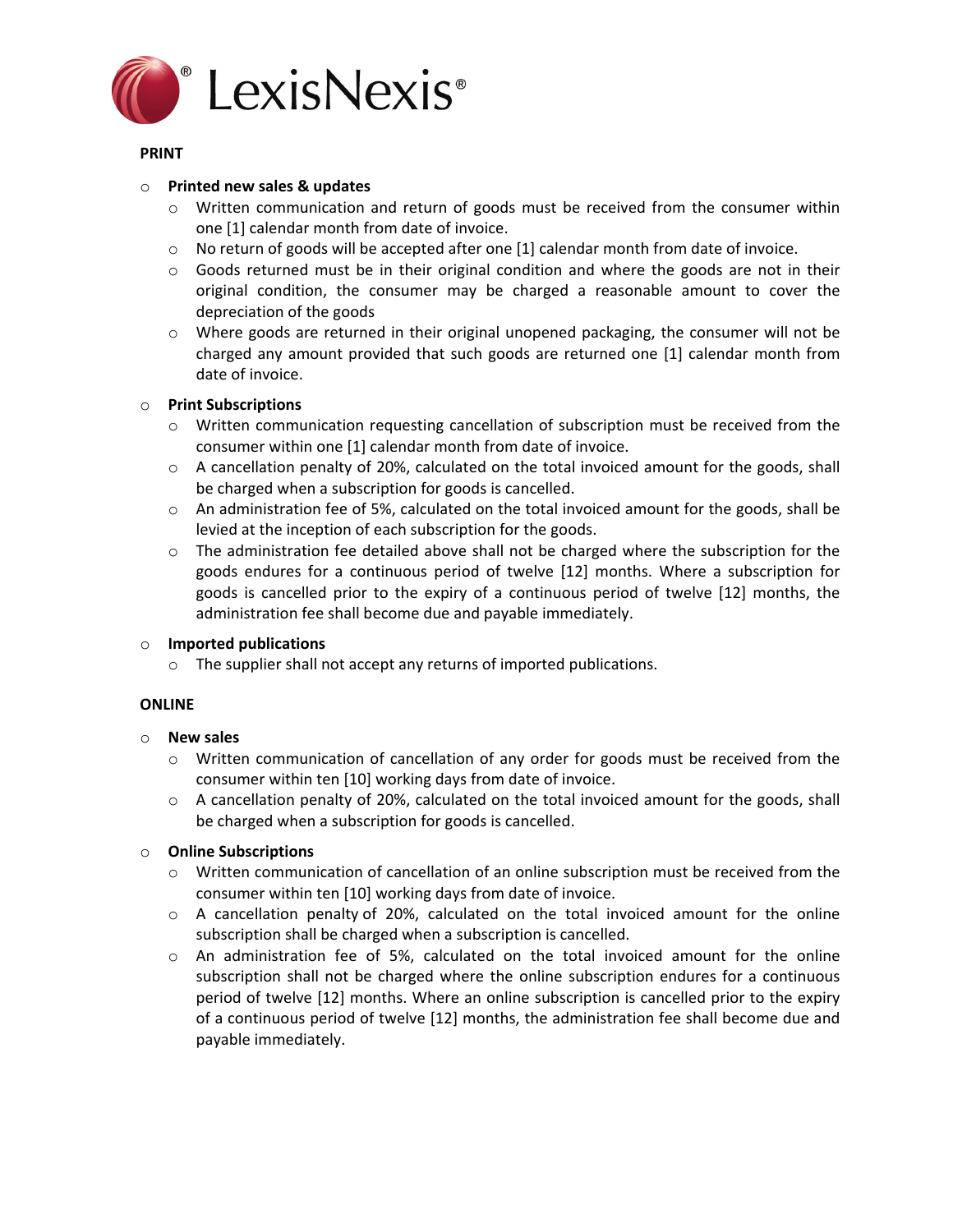LexisNexis®

**PRINT**

- **Printed new sales & updates**
  - Written communication and return of goods must be received from the consumer within one [1] calendar month from date of invoice.
  - No return of goods will be accepted after one [1] calendar month from date of invoice.
  - Goods returned must be in their original condition and where the goods are not in their original condition, the consumer may be charged a reasonable amount to cover the depreciation of the goods
  - Where goods are returned in their original unopened packaging, the consumer will not be charged any amount provided that such goods are returned one [1] calendar month from date of invoice.
- **Print Subscriptions**
  - Written communication requesting cancellation of subscription must be received from the consumer within one [1] calendar month from date of invoice.
  - A cancellation penalty of 20%, calculated on the total invoiced amount for the goods, shall be charged when a subscription for goods is cancelled.
  - An administration fee of 5%, calculated on the total invoiced amount for the goods, shall be levied at the inception of each subscription for the goods.
  - The administration fee detailed above shall not be charged where the subscription for the goods endures for a continuous period of twelve [12] months. Where a subscription for goods is cancelled prior to the expiry of a continuous period of twelve [12] months, the administration fee shall become due and payable immediately.
- **Imported publications**
  - The supplier shall not accept any returns of imported publications.

**ONLINE**

- **New sales**
  - Written communication of cancellation of any order for goods must be received from the consumer within ten [10] working days from date of invoice.
  - A cancellation penalty of 20%, calculated on the total invoiced amount for the goods, shall be charged when a subscription for goods is cancelled.
- **Online Subscriptions**
  - Written communication of cancellation of an online subscription must be received from the consumer within ten [10] working days from date of invoice.
  - A cancellation penalty of 20%, calculated on the total invoiced amount for the online subscription shall be charged when a subscription is cancelled.
  - An administration fee of 5%, calculated on the total invoiced amount for the online subscription shall not be charged where the online subscription endures for a continuous period of twelve [12] months. Where an online subscription is cancelled prior to the expiry of a continuous period of twelve [12] months, the administration fee shall become due and payable immediately.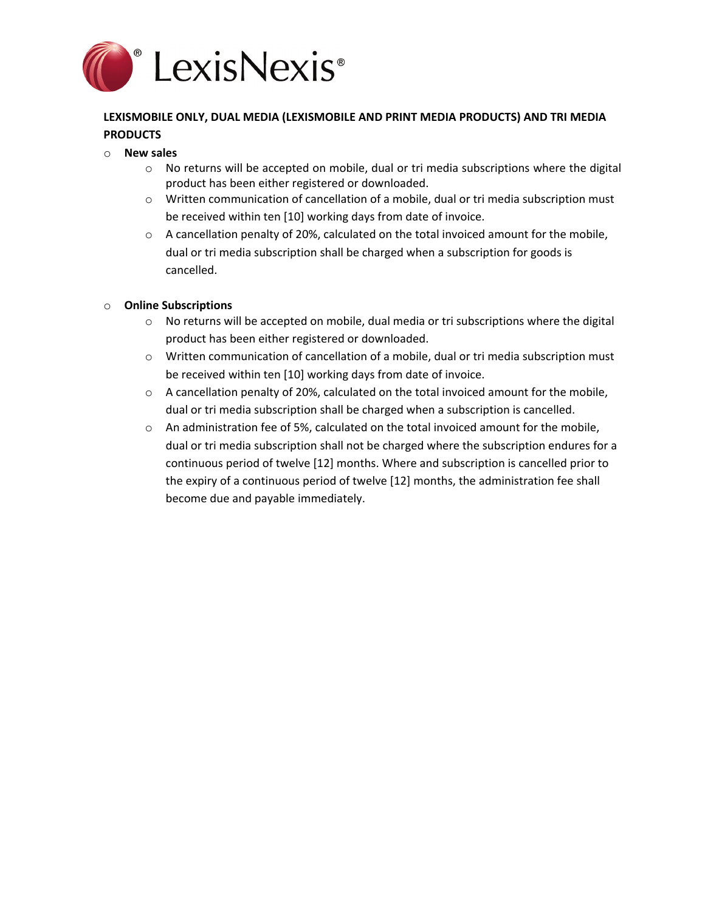**LEXISMOBILE ONLY, DUAL MEDIA (LEXISMOBILE AND PRINT MEDIA PRODUCTS) AND TRI MEDIA PRODUCTS**

- **New sales**
  - No returns will be accepted on mobile, dual or tri media subscriptions where the digital product has been either registered or downloaded.
  - Written communication of cancellation of a mobile, dual or tri media subscription must be received within ten [10] working days from date of invoice.
  - A cancellation penalty of 20%, calculated on the total invoiced amount for the mobile, dual or tri media subscription shall be charged when a subscription for goods is cancelled.

- **Online Subscriptions**
  - No returns will be accepted on mobile, dual media or tri subscriptions where the digital product has been either registered or downloaded.
  - Written communication of cancellation of a mobile, dual or tri media subscription must be received within ten [10] working days from date of invoice.
  - A cancellation penalty of 20%, calculated on the total invoiced amount for the mobile, dual or tri media subscription shall be charged when a subscription is cancelled.
  - An administration fee of 5%, calculated on the total invoiced amount for the mobile, dual or tri media subscription shall not be charged where the subscription endures for a continuous period of twelve [12] months. Where and subscription is cancelled prior to the expiry of a continuous period of twelve [12] months, the administration fee shall become due and payable immediately.